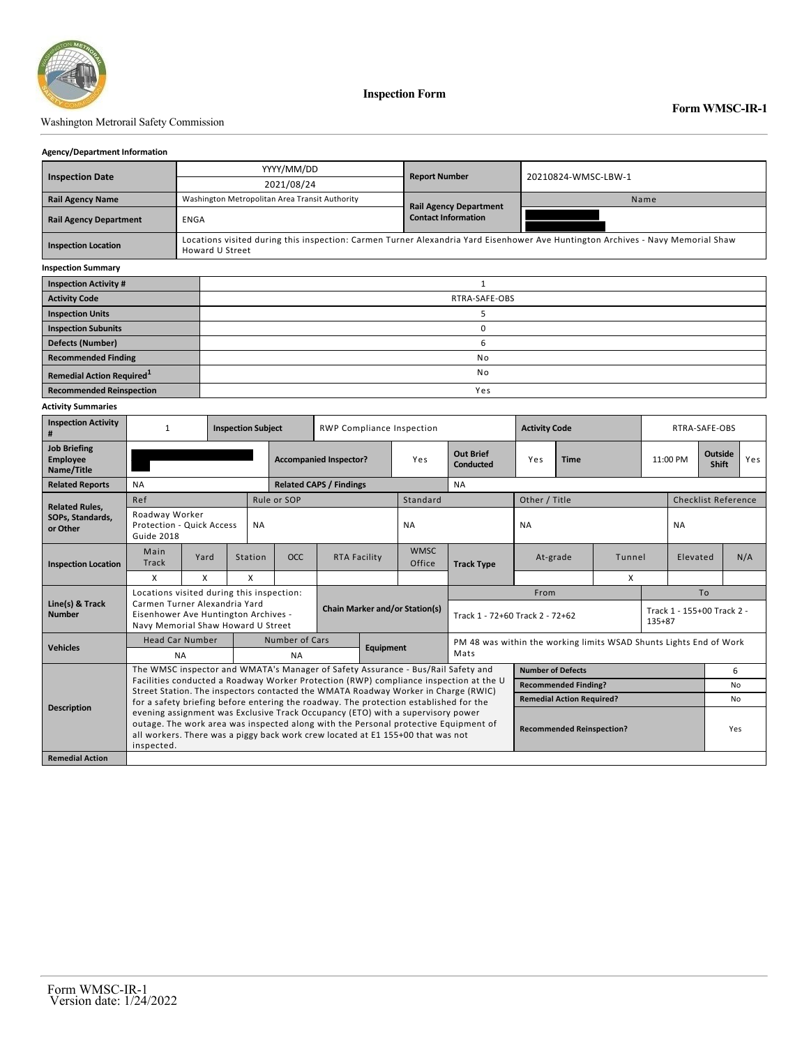Washington Metrorail Safety Commission

**Inspection Form**

**Form WMSC-IR-1**

**Agency/Department Information**

| | | | |
|---|---|---|---|
| **Inspection Date** | YYYY/MM/DD<br>2021/08/24 | **Report Number** | 20210824-WMSC-LBW-1 |
| **Rail Agency Name** | Washington Metropolitan Area Transit Authority | **Rail Agency Department Contact Information** | Name |
| **Rail Agency Department** | ENGA | | |
| **Inspection Location** | Locations visited during this inspection: Carmen Turner Alexandria Yard Eisenhower Ave Huntington Archives - Navy Memorial Shaw Howard U Street | | |

**Inspection Summary**

| | |
|---|---|
| **Inspection Activity #** | 1 |
| **Activity Code** | RTRA-SAFE-OBS |
| **Inspection Units** | 5 |
| **Inspection Subunits** | 0 |
| **Defects (Number)** | 6 |
| **Recommended Finding** | No |
| **Remedial Action Required[1]** | No |
| **Recommended Reinspection** | Yes |

**Activity Summaries**

| | | | | | | | | | |
|---|---|---|---|---|---|---|---|---|---|
| **Inspection Activity #** | 1 | **Inspection Subject** | RWP Compliance Inspection | **Activity Code** | RTRA-SAFE-OBS | | | | |
| **Job Briefing Employee Name/Title** | | **Accompanied Inspector?** | Yes | **Out Brief Conducted** | Yes | **Time** | 11:00 PM | **Outside Shift** | Yes |
| **Related Reports** | NA | **Related CAPS / Findings** | NA | | | | | | |
| **Related Rules, SOPs, Standards, or Other** | Ref: Roadway Worker Protection - Quick Access Guide 2018 | Rule or SOP: NA | Standard: NA | Other / Title: NA | Checklist Reference: NA | | | | |
| **Inspection Location** | Main Track: X | Yard: X | Station: X | OCC: | RTA Facility: | WMSC Office: | **Track Type** | At-grade: | Tunnel: X | Elevated: | N/A: |
| **Line(s) & Track Number** | Locations visited during this inspection: Carmen Turner Alexandria Yard Eisenhower Ave Huntington Archives - Navy Memorial Shaw Howard U Street | **Chain Marker and/or Station(s)** | From: Track 1 - 72+60 Track 2 - 72+62 | To: Track 1 - 155+00 Track 2 - 135+87 | | | | | |
| **Vehicles** | Head Car Number: NA | Number of Cars: NA | **Equipment** | PM 48 was within the working limits WSAD Shunts Lights End of Work Mats | | | | | |
| **Description** | The WMSC inspector and WMATA's Manager of Safety Assurance - Bus/Rail Safety and Facilities conducted a Roadway Worker Protection (RWP) compliance inspection at the U Street Station. The inspectors contacted the WMATA Roadway Worker in Charge (RWIC) for a safety briefing before entering the roadway. The protection established for the evening assignment was Exclusive Track Occupancy (ETO) with a supervisory power outage. The work area was inspected along with the Personal protective Equipment of all workers. There was a piggy back work crew located at E1 155+00 that was not inspected. | **Number of Defects** | 6 | **Recommended Finding?** | No | **Remedial Action Required?** | No | **Recommended Reinspection?** | Yes |
| **Remedial Action** | | | | | | | | | |

Form WMSC-IR-1
Version date: 1/24/2022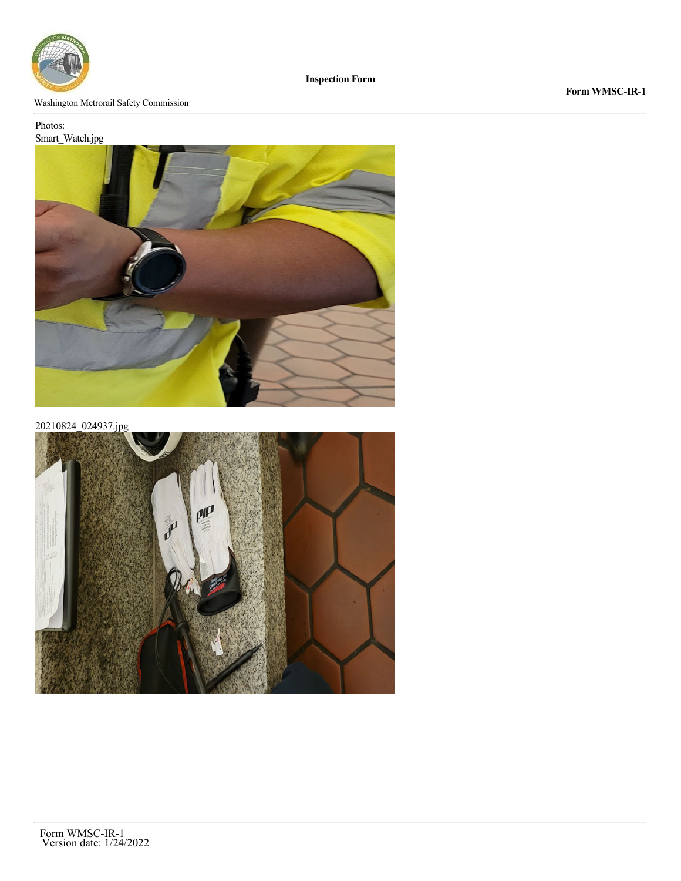Photos:

Smart_Watch.jpg

20210824_024937.jpg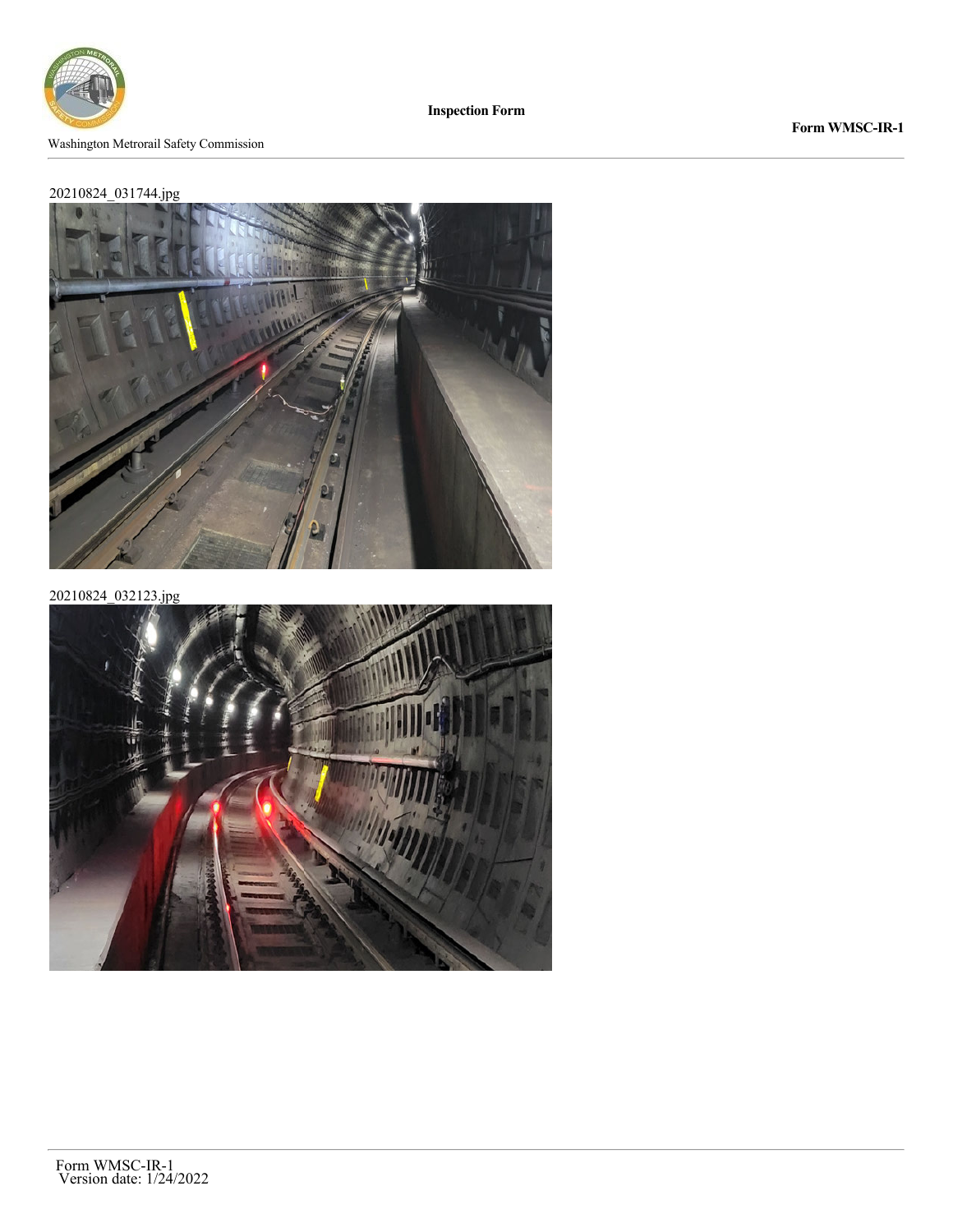20210824_031744.jpg

20210824_032123.jpg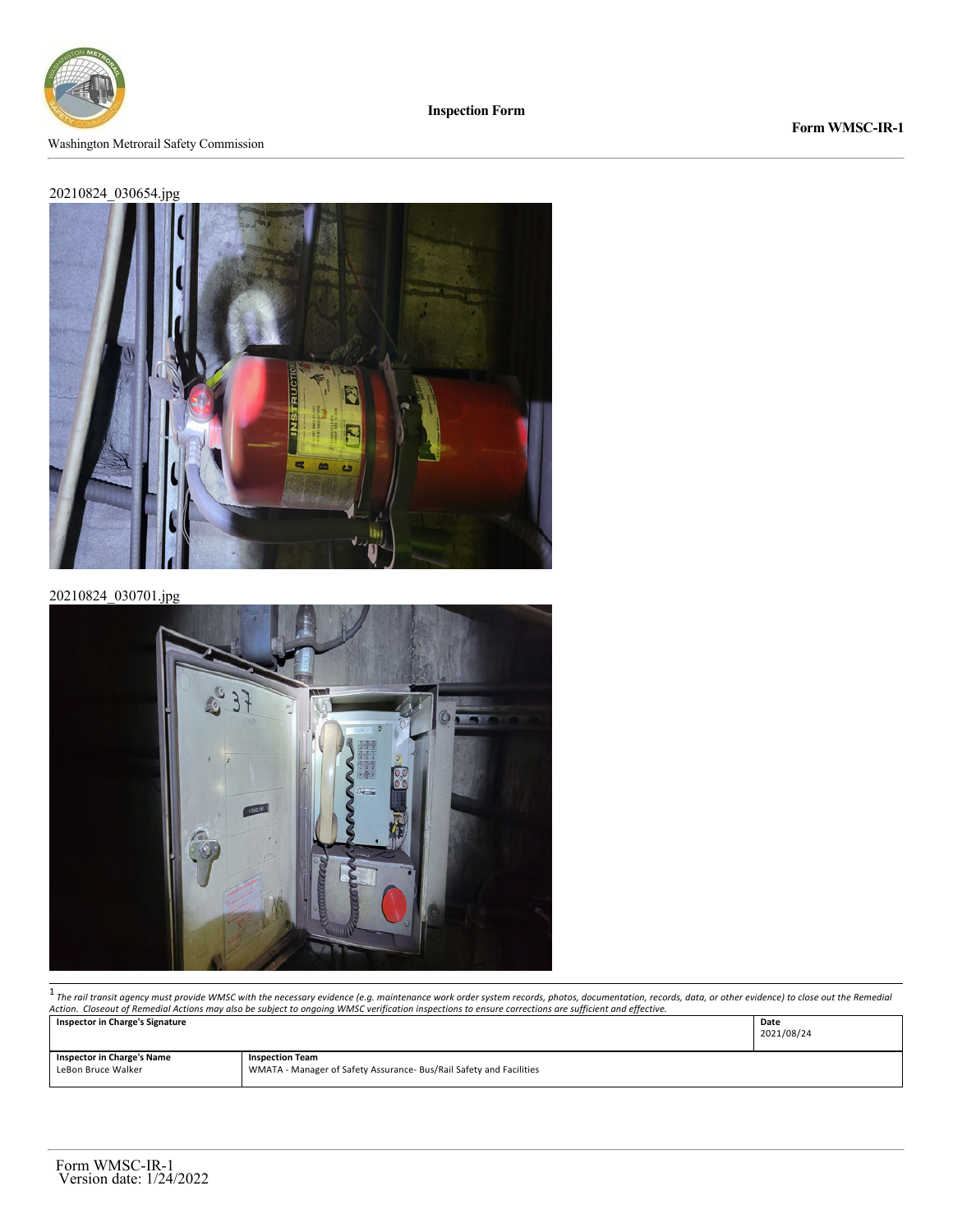20210824_030654.jpg

20210824_030701.jpg

[1] *The rail transit agency must provide WMSC with the necessary evidence (e.g. maintenance work order system records, photos, documentation, records, data, or other evidence) to close out the Remedial Action. Closeout of Remedial Actions may also be subject to ongoing WMSC verification inspections to ensure corrections are sufficient and effective.*

| | |
|---|---|
| **Inspector in Charge's Signature** | **Date**<br>2021/08/24 |

| | |
|---|---|
| **Inspector in Charge's Name**<br>LeBon Bruce Walker | **Inspection Team**<br>WMATA - Manager of Safety Assurance- Bus/Rail Safety and Facilities |